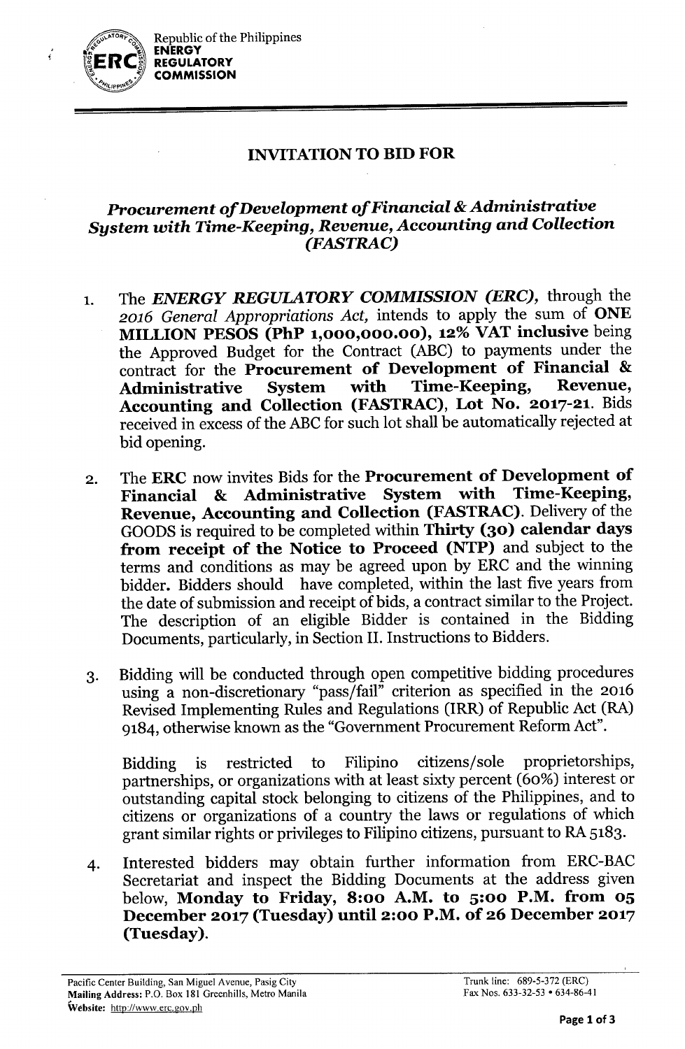Republic of the Philippines
**ENERGY REGULATORY COMMISSION**

## INVITATION TO BID FOR

### *Procurement of Development of Financial & Administrative System with Time-Keeping, Revenue, Accounting and Collection (FASTRAC)*

1. The ***ENERGY REGULATORY COMMISSION (ERC),*** through the *2016 General Appropriations Act,* intends to apply the sum of **ONE MILLION PESOS (PhP 1,000,000.00), 12% VAT inclusive** being the Approved Budget for the Contract (ABC) to payments under the contract for the **Procurement of Development of Financial & Administrative System with Time-Keeping, Revenue, Accounting and Collection (FASTRAC), Lot No. 2017-21.** Bids received in excess of the ABC for such lot shall be automatically rejected at bid opening.

2. The **ERC** now invites Bids for the **Procurement of Development of Financial & Administrative System with Time-Keeping, Revenue, Accounting and Collection (FASTRAC).** Delivery of the GOODS is required to be completed within **Thirty (30) calendar days from receipt of the Notice to Proceed (NTP)** and subject to the terms and conditions as may be agreed upon by ERC and the winning bidder. **Bidders** should have completed, within the last five years from the date of submission and receipt of bids, a contract similar to the Project. The description of an eligible Bidder is contained in the Bidding Documents, particularly, in Section II. Instructions to Bidders.

3. Bidding will be conducted through open competitive bidding procedures using a non-discretionary "pass/fail" criterion as specified in the 2016 Revised Implementing Rules and Regulations (IRR) of Republic Act (RA) 9184, otherwise known as the "Government Procurement Reform Act".

   Bidding is restricted to Filipino citizens/sole proprietorships, partnerships, or organizations with at least sixty percent (60%) interest or outstanding capital stock belonging to citizens of the Philippines, and to citizens or organizations of a country the laws or regulations of which grant similar rights or privileges to Filipino citizens, pursuant to RA 5183.

4. Interested bidders may obtain further information from ERC-BAC Secretariat and inspect the Bidding Documents at the address given below, **Monday to Friday, 8:00 A.M. to 5:00 P.M. from 05 December 2017 (Tuesday) until 2:00 P.M. of 26 December 2017 (Tuesday).**

Pacific Center Building, San Miguel Avenue, Pasig City
Mailing Address: P.O. Box 181 Greenhills, Metro Manila
Website: http://www.erc.gov.ph

Trunk line: 689-5-372 (ERC)
Fax Nos. 633-32-53 • 634-86-41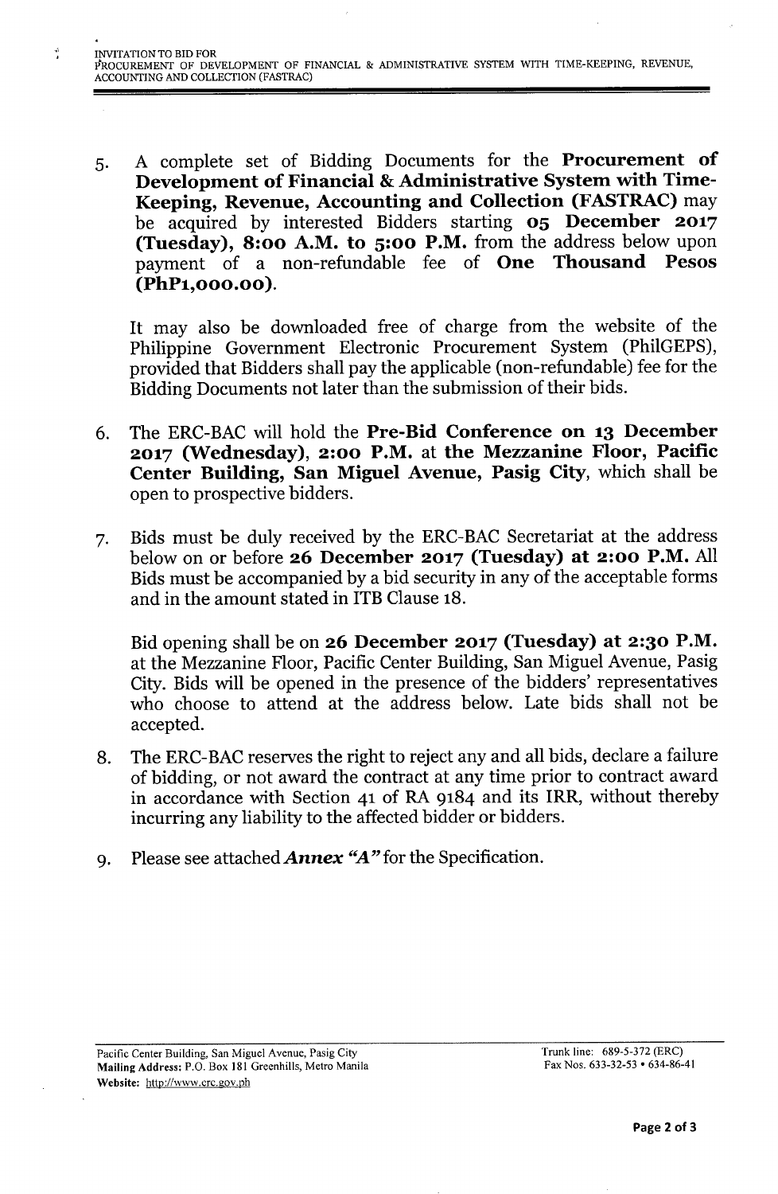5. A complete set of Bidding Documents for the **Procurement of Development of Financial & Administrative System with Time-Keeping, Revenue, Accounting and Collection (FASTRAC)** may be acquired by interested Bidders starting **05 December 2017 (Tuesday), 8:00 A.M. to 5:00 P.M.** from the address below upon payment of a non-refundable fee of **One Thousand Pesos (PhP1,000.00)**.

   It may also be downloaded free of charge from the website of the Philippine Government Electronic Procurement System (PhilGEPS), provided that Bidders shall pay the applicable (non-refundable) fee for the Bidding Documents not later than the submission of their bids.

6. The ERC-BAC will hold the **Pre-Bid Conference on 13 December 2017 (Wednesday), 2:00 P.M.** at **the Mezzanine Floor, Pacific Center Building, San Miguel Avenue, Pasig City**, which shall be open to prospective bidders.

7. Bids must be duly received by the ERC-BAC Secretariat at the address below on or before **26 December 2017 (Tuesday) at 2:00 P.M.** All Bids must be accompanied by a bid security in any of the acceptable forms and in the amount stated in ITB Clause 18.

   Bid opening shall be on **26 December 2017 (Tuesday) at 2:30 P.M.** at the Mezzanine Floor, Pacific Center Building, San Miguel Avenue, Pasig City. Bids will be opened in the presence of the bidders' representatives who choose to attend at the address below. Late bids shall not be accepted.

8. The ERC-BAC reserves the right to reject any and all bids, declare a failure of bidding, or not award the contract at any time prior to contract award in accordance with Section 41 of RA 9184 and its IRR, without thereby incurring any liability to the affected bidder or bidders.

9. Please see attached ***Annex "A"*** for the Specification.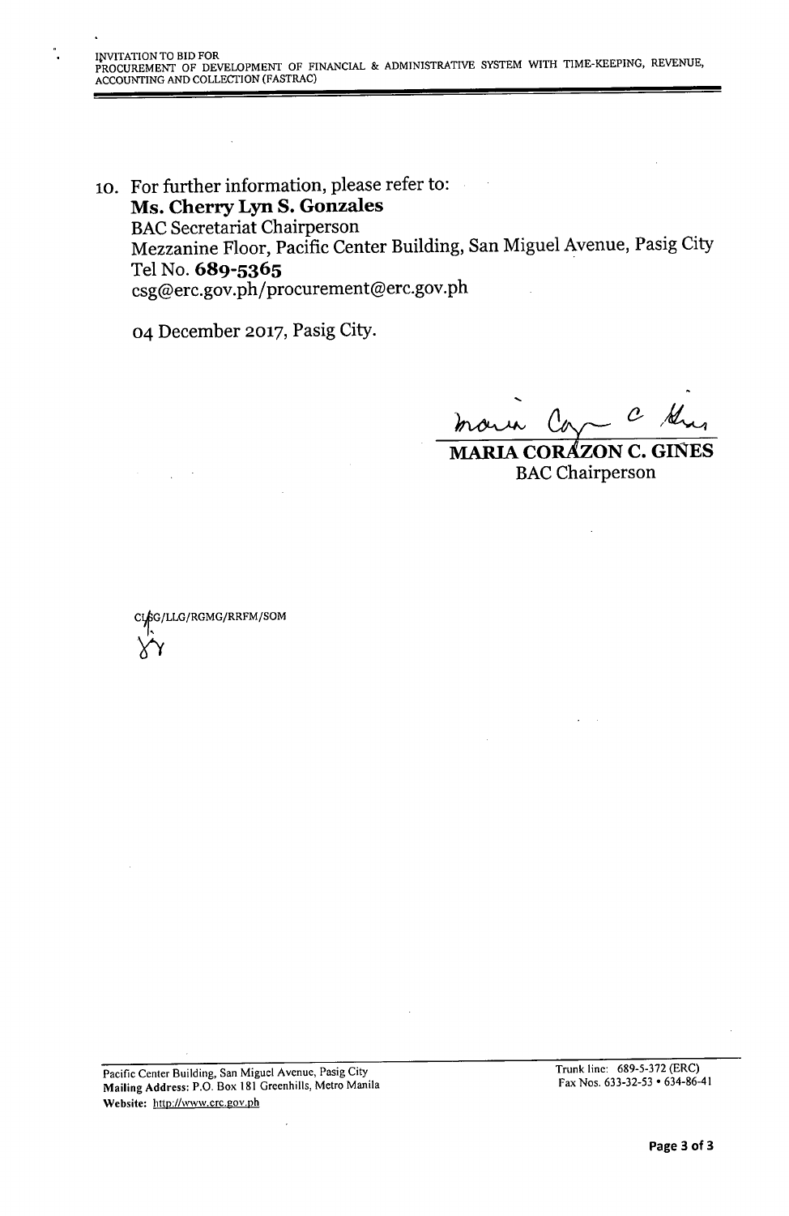10. For further information, please refer to:
    **Ms. Cherry Lyn S. Gonzales**
    BAC Secretariat Chairperson
    Mezzanine Floor, Pacific Center Building, San Miguel Avenue, Pasig City
    Tel No. **689-5365**
    csg@erc.gov.ph/procurement@erc.gov.ph

    04 December 2017, Pasig City.

**MARIA CORAZON C. GIÑES**
BAC Chairperson

CLSG/LLG/RGMG/RRFM/SOM

Pacific Center Building, San Miguel Avenue, Pasig City
Mailing Address: P.O. Box 181 Greenhills, Metro Manila
Website: http://www.erc.gov.ph

Trunk line: 689-5-372 (ERC)
Fax Nos. 633-32-53 • 634-86-41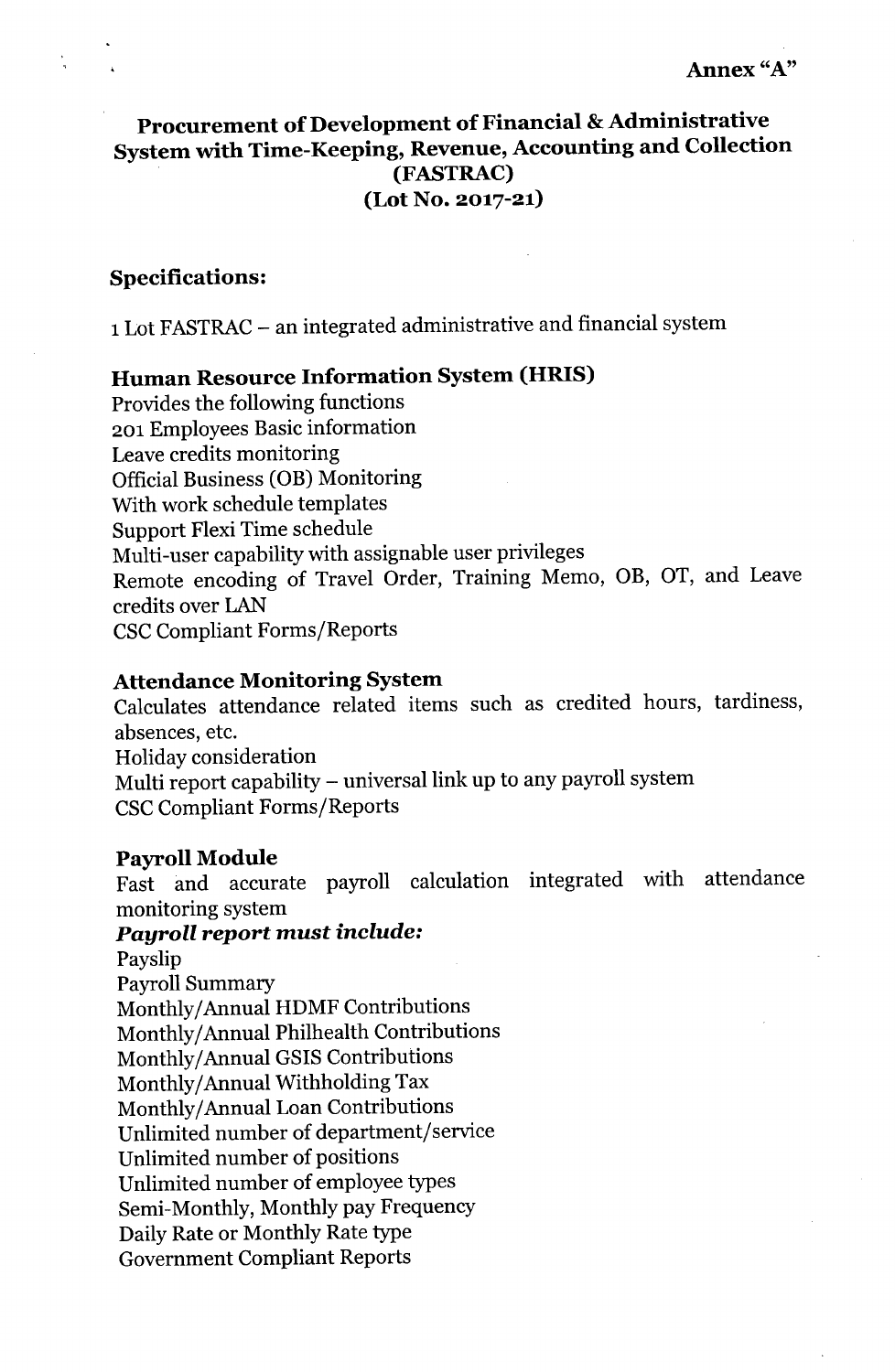**Annex "A"**

# Procurement of Development of Financial & Administrative System with Time-Keeping, Revenue, Accounting and Collection (FASTRAC) (Lot No. 2017-21)

## Specifications:

1 Lot FASTRAC – an integrated administrative and financial system

### Human Resource Information System (HRIS)

Provides the following functions
201 Employees Basic information
Leave credits monitoring
Official Business (OB) Monitoring
With work schedule templates
Support Flexi Time schedule
Multi-user capability with assignable user privileges
Remote encoding of Travel Order, Training Memo, OB, OT, and Leave credits over LAN
CSC Compliant Forms/Reports

### Attendance Monitoring System

Calculates attendance related items such as credited hours, tardiness, absences, etc.
Holiday consideration
Multi report capability – universal link up to any payroll system
CSC Compliant Forms/Reports

### Payroll Module

Fast and accurate payroll calculation integrated with attendance monitoring system

***Payroll report must include:***

Payslip
Payroll Summary
Monthly/Annual HDMF Contributions
Monthly/Annual Philhealth Contributions
Monthly/Annual GSIS Contributions
Monthly/Annual Withholding Tax
Monthly/Annual Loan Contributions
Unlimited number of department/service
Unlimited number of positions
Unlimited number of employee types
Semi-Monthly, Monthly pay Frequency
Daily Rate or Monthly Rate type
Government Compliant Reports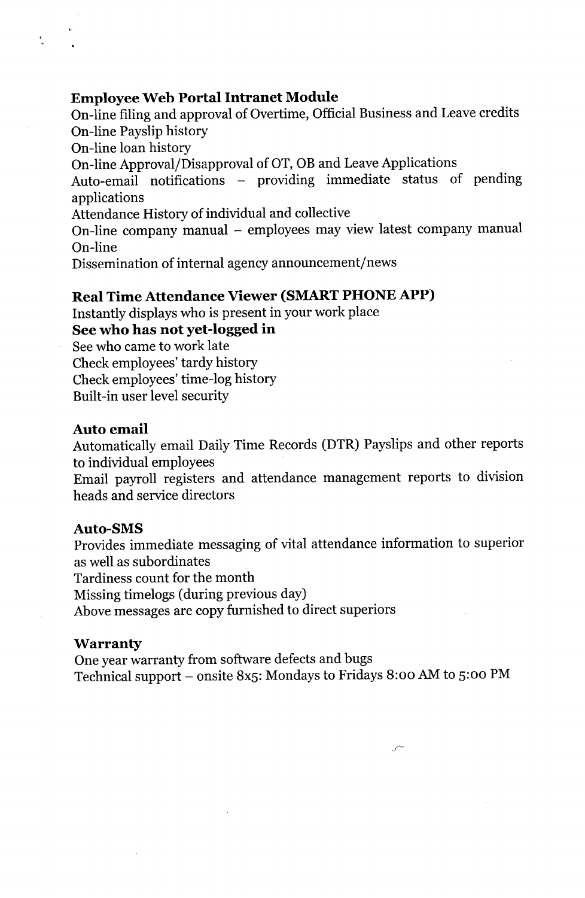**Employee Web Portal Intranet Module**

On-line filing and approval of Overtime, Official Business and Leave credits
On-line Payslip history
On-line loan history
On-line Approval/Disapproval of OT, OB and Leave Applications
Auto-email notifications – providing immediate status of pending applications
Attendance History of individual and collective
On-line company manual – employees may view latest company manual On-line
Dissemination of internal agency announcement/news

**Real Time Attendance Viewer (SMART PHONE APP)**

Instantly displays who is present in your work place
**See who has not yet-logged in**
See who came to work late
Check employees' tardy history
Check employees' time-log history
Built-in user level security

**Auto email**

Automatically email Daily Time Records (DTR) Payslips and other reports to individual employees
Email payroll registers and attendance management reports to division heads and service directors

**Auto-SMS**

Provides immediate messaging of vital attendance information to superior as well as subordinates
Tardiness count for the month
Missing timelogs (during previous day)
Above messages are copy furnished to direct superiors

**Warranty**

One year warranty from software defects and bugs
Technical support – onsite 8x5: Mondays to Fridays 8:00 AM to 5:00 PM